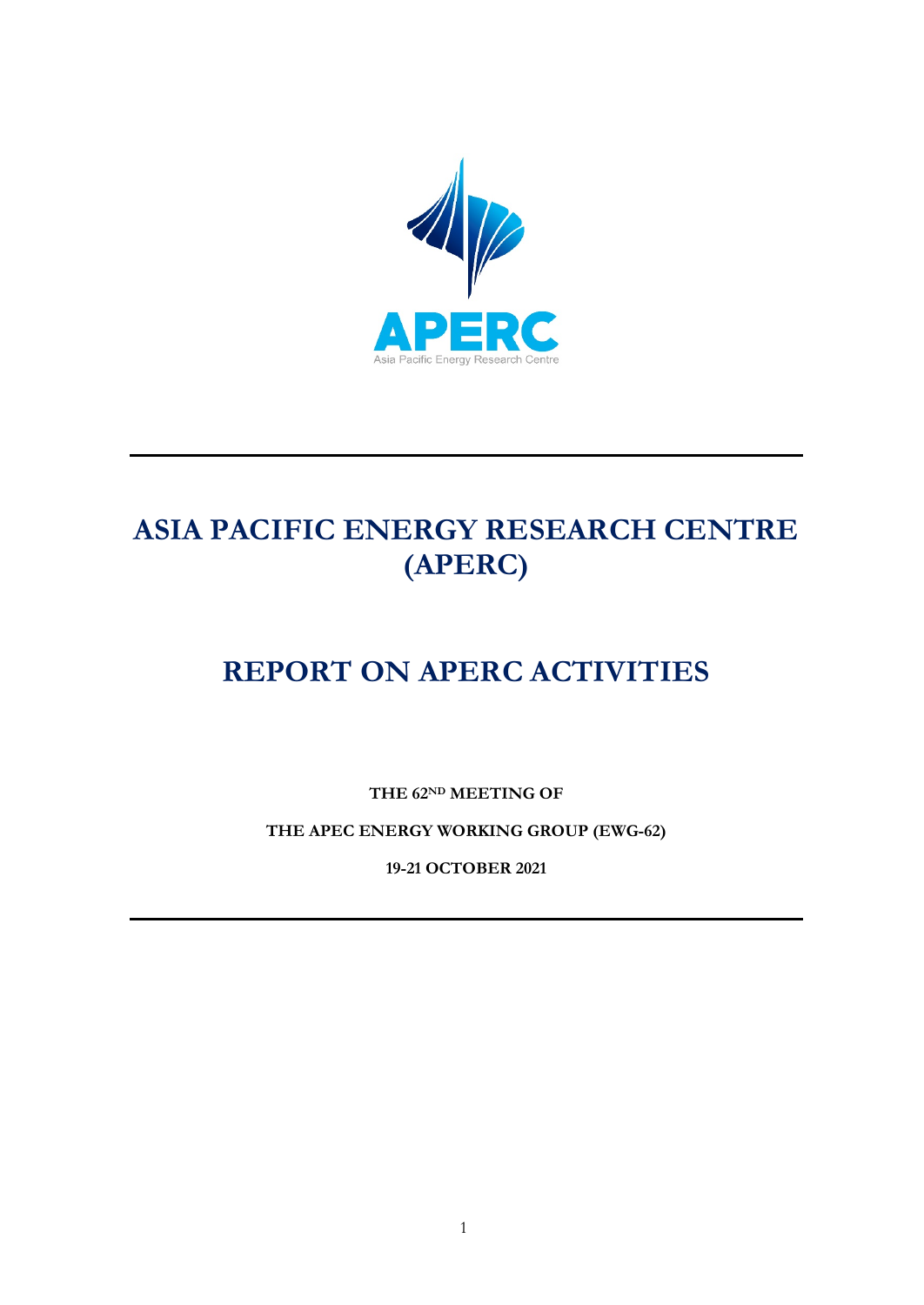APERC

Asia Pacific Energy Research Centre

# ASIA PACIFIC ENERGY RESEARCH CENTRE (APERC)

# REPORT ON APERC ACTIVITIES

**THE 62[ND] MEETING OF**

**THE APEC ENERGY WORKING GROUP (EWG-62)**

**19-21 OCTOBER 2021**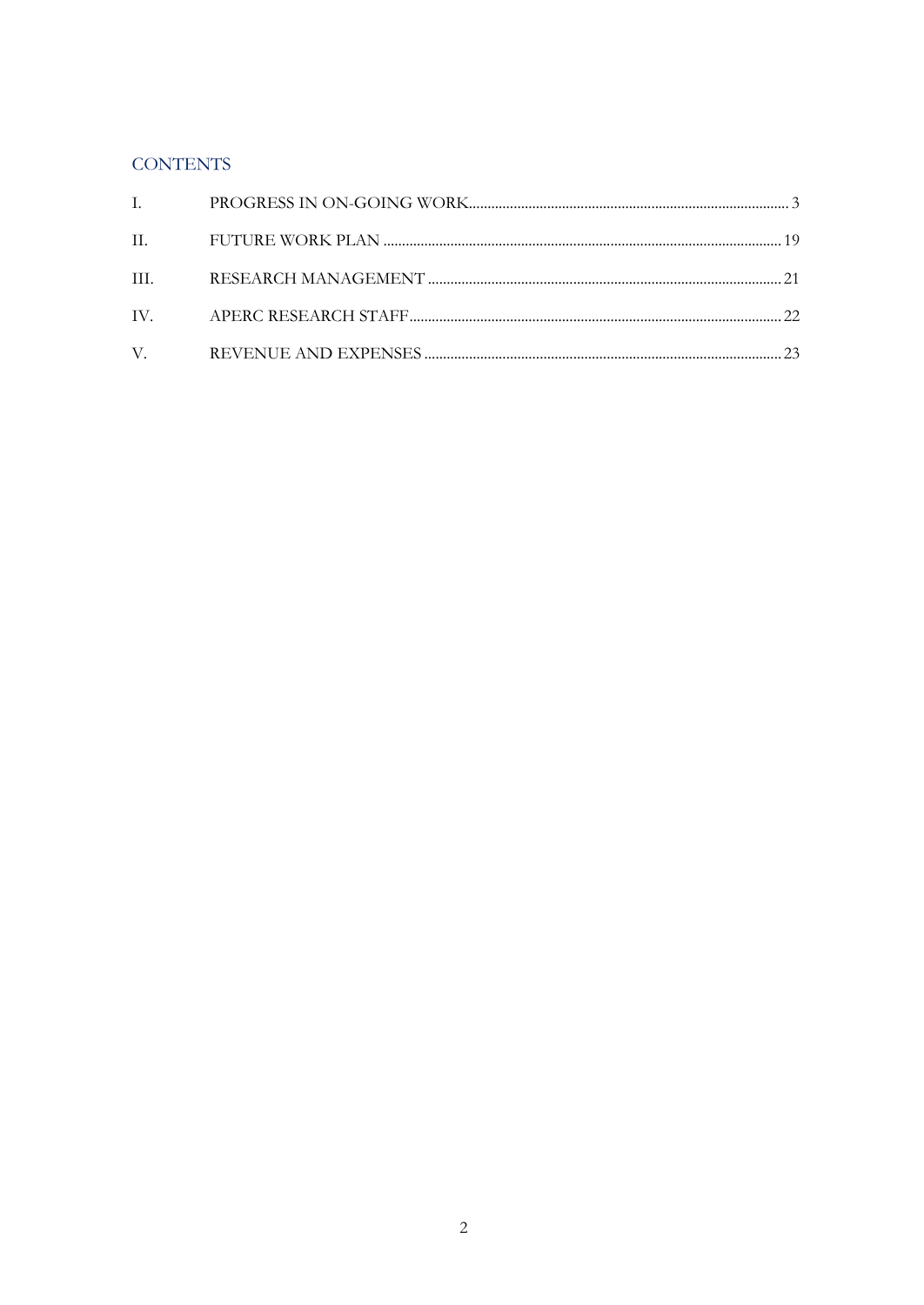## CONTENTS

| | | |
|---|---|---|
| I. | PROGRESS IN ON-GOING WORK | 3 |
| II. | FUTURE WORK PLAN | 19 |
| III. | RESEARCH MANAGEMENT | 21 |
| IV. | APERC RESEARCH STAFF | 22 |
| V. | REVENUE AND EXPENSES | 23 |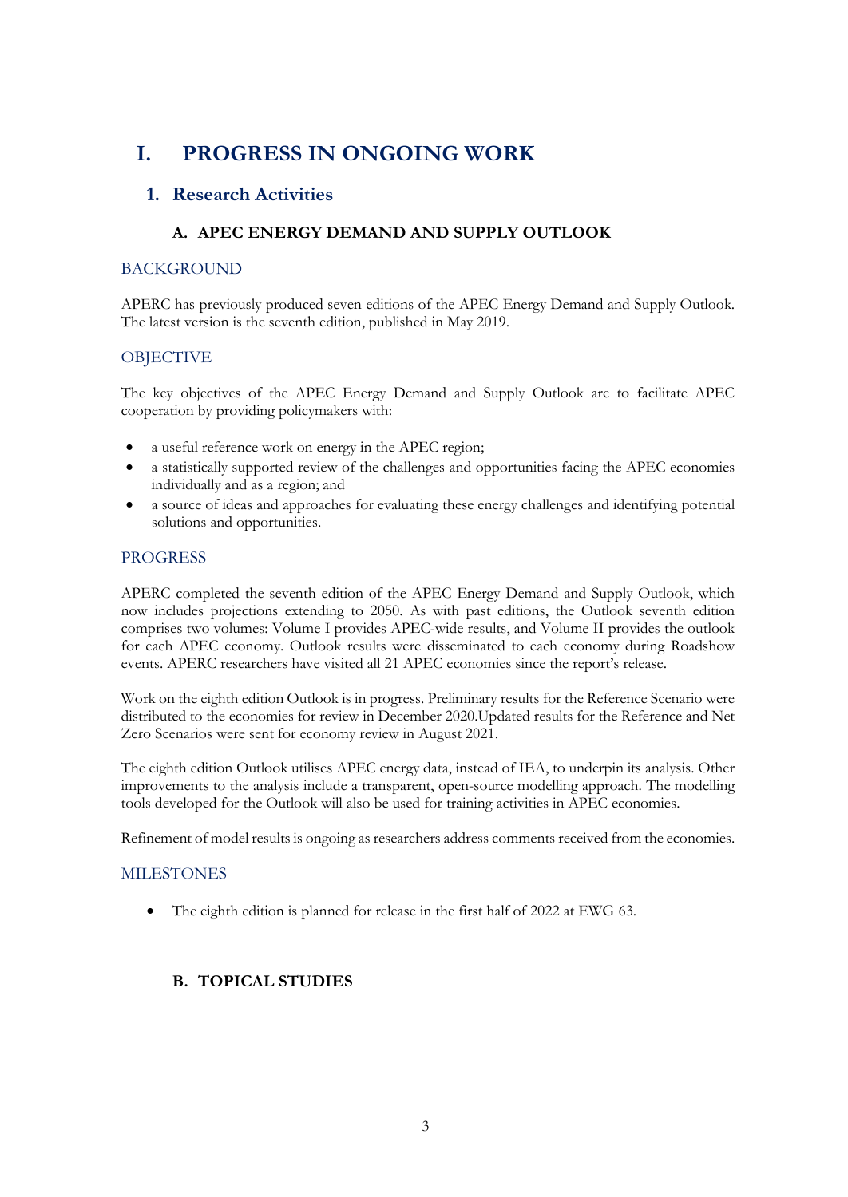# I. PROGRESS IN ONGOING WORK

## 1. Research Activities

### A. APEC ENERGY DEMAND AND SUPPLY OUTLOOK

#### BACKGROUND

APERC has previously produced seven editions of the APEC Energy Demand and Supply Outlook. The latest version is the seventh edition, published in May 2019.

#### OBJECTIVE

The key objectives of the APEC Energy Demand and Supply Outlook are to facilitate APEC cooperation by providing policymakers with:

- a useful reference work on energy in the APEC region;
- a statistically supported review of the challenges and opportunities facing the APEC economies individually and as a region; and
- a source of ideas and approaches for evaluating these energy challenges and identifying potential solutions and opportunities.

#### PROGRESS

APERC completed the seventh edition of the APEC Energy Demand and Supply Outlook, which now includes projections extending to 2050. As with past editions, the Outlook seventh edition comprises two volumes: Volume I provides APEC-wide results, and Volume II provides the outlook for each APEC economy. Outlook results were disseminated to each economy during Roadshow events. APERC researchers have visited all 21 APEC economies since the report's release.

Work on the eighth edition Outlook is in progress. Preliminary results for the Reference Scenario were distributed to the economies for review in December 2020.Updated results for the Reference and Net Zero Scenarios were sent for economy review in August 2021.

The eighth edition Outlook utilises APEC energy data, instead of IEA, to underpin its analysis. Other improvements to the analysis include a transparent, open-source modelling approach. The modelling tools developed for the Outlook will also be used for training activities in APEC economies.

Refinement of model results is ongoing as researchers address comments received from the economies.

#### MILESTONES

- The eighth edition is planned for release in the first half of 2022 at EWG 63.

### B. TOPICAL STUDIES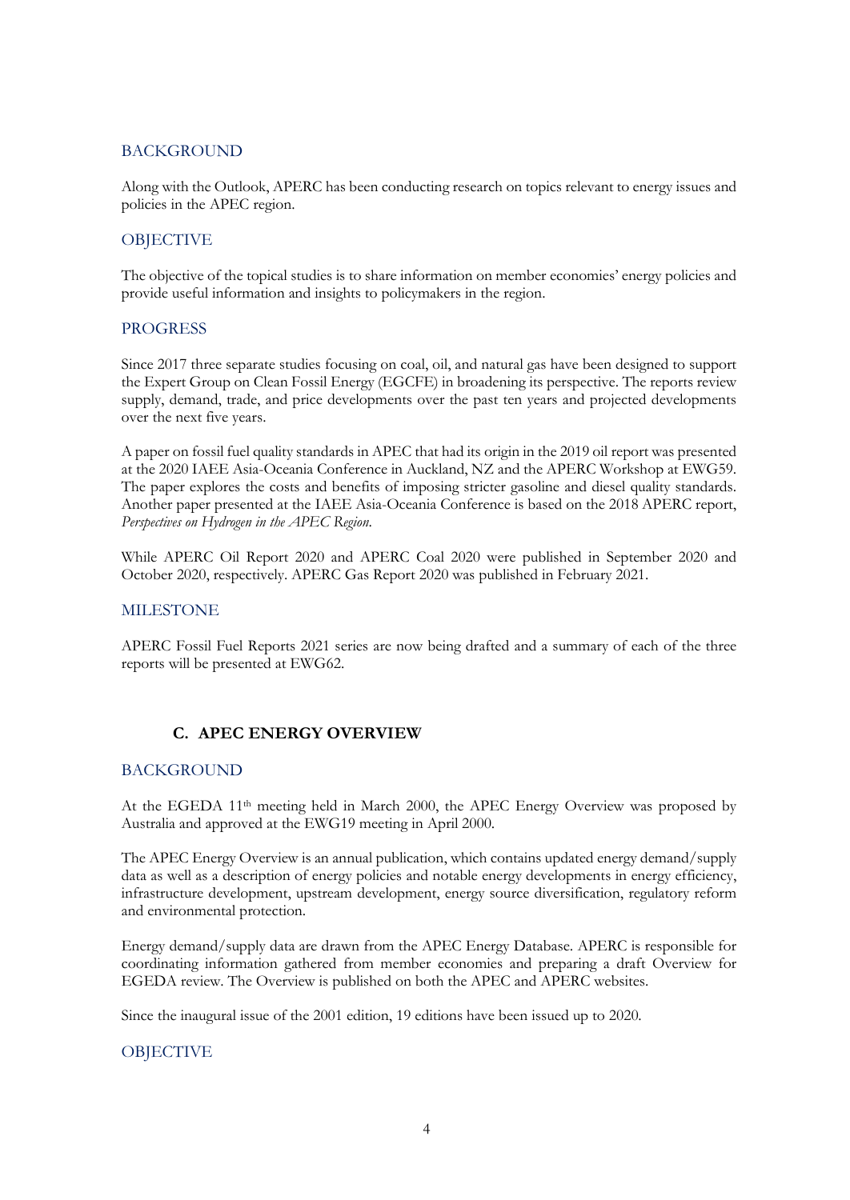### BACKGROUND

Along with the Outlook, APERC has been conducting research on topics relevant to energy issues and policies in the APEC region.

### OBJECTIVE

The objective of the topical studies is to share information on member economies' energy policies and provide useful information and insights to policymakers in the region.

### PROGRESS

Since 2017 three separate studies focusing on coal, oil, and natural gas have been designed to support the Expert Group on Clean Fossil Energy (EGCFE) in broadening its perspective. The reports review supply, demand, trade, and price developments over the past ten years and projected developments over the next five years.

A paper on fossil fuel quality standards in APEC that had its origin in the 2019 oil report was presented at the 2020 IAEE Asia-Oceania Conference in Auckland, NZ and the APERC Workshop at EWG59. The paper explores the costs and benefits of imposing stricter gasoline and diesel quality standards. Another paper presented at the IAEE Asia-Oceania Conference is based on the 2018 APERC report, *Perspectives on Hydrogen in the APEC Region.*

While APERC Oil Report 2020 and APERC Coal 2020 were published in September 2020 and October 2020, respectively. APERC Gas Report 2020 was published in February 2021.

### MILESTONE

APERC Fossil Fuel Reports 2021 series are now being drafted and a summary of each of the three reports will be presented at EWG62.

## C. APEC ENERGY OVERVIEW

### BACKGROUND

At the EGEDA 11th meeting held in March 2000, the APEC Energy Overview was proposed by Australia and approved at the EWG19 meeting in April 2000.

The APEC Energy Overview is an annual publication, which contains updated energy demand/supply data as well as a description of energy policies and notable energy developments in energy efficiency, infrastructure development, upstream development, energy source diversification, regulatory reform and environmental protection.

Energy demand/supply data are drawn from the APEC Energy Database. APERC is responsible for coordinating information gathered from member economies and preparing a draft Overview for EGEDA review. The Overview is published on both the APEC and APERC websites.

Since the inaugural issue of the 2001 edition, 19 editions have been issued up to 2020.

### OBJECTIVE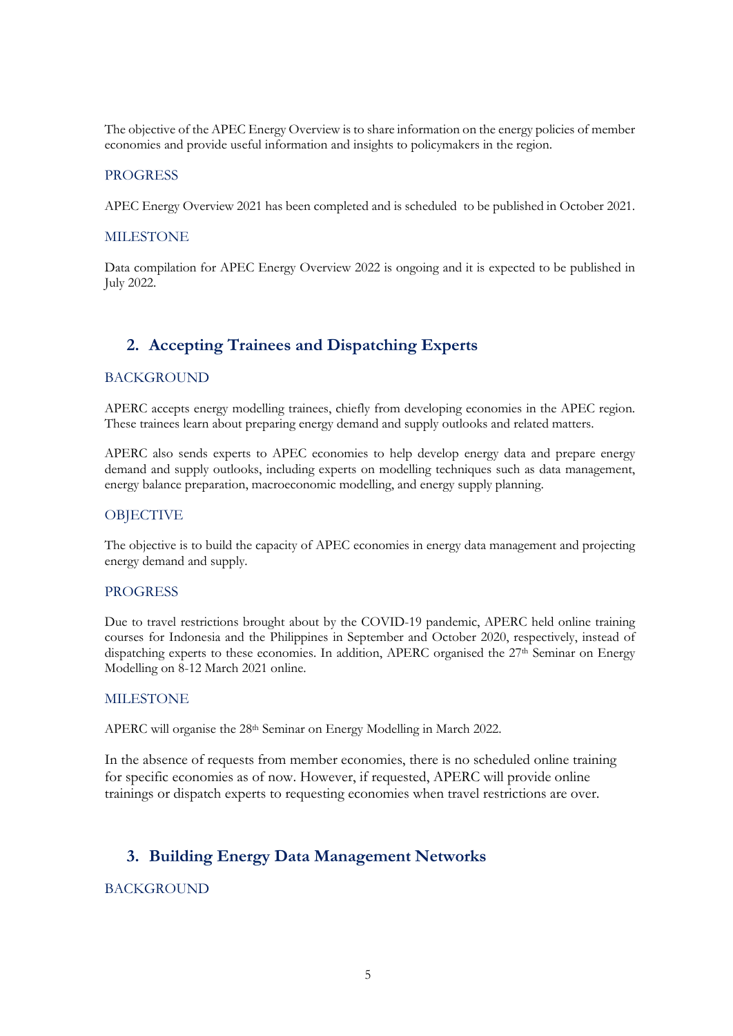The objective of the APEC Energy Overview is to share information on the energy policies of member economies and provide useful information and insights to policymakers in the region.

### PROGRESS

APEC Energy Overview 2021 has been completed and is scheduled to be published in October 2021.

### MILESTONE

Data compilation for APEC Energy Overview 2022 is ongoing and it is expected to be published in July 2022.

## 2. Accepting Trainees and Dispatching Experts

### BACKGROUND

APERC accepts energy modelling trainees, chiefly from developing economies in the APEC region. These trainees learn about preparing energy demand and supply outlooks and related matters.

APERC also sends experts to APEC economies to help develop energy data and prepare energy demand and supply outlooks, including experts on modelling techniques such as data management, energy balance preparation, macroeconomic modelling, and energy supply planning.

### OBJECTIVE

The objective is to build the capacity of APEC economies in energy data management and projecting energy demand and supply.

### PROGRESS

Due to travel restrictions brought about by the COVID-19 pandemic, APERC held online training courses for Indonesia and the Philippines in September and October 2020, respectively, instead of dispatching experts to these economies. In addition, APERC organised the 27th Seminar on Energy Modelling on 8-12 March 2021 online.

### MILESTONE

APERC will organise the 28th Seminar on Energy Modelling in March 2022.

In the absence of requests from member economies, there is no scheduled online training for specific economies as of now. However, if requested, APERC will provide online trainings or dispatch experts to requesting economies when travel restrictions are over.

## 3. Building Energy Data Management Networks

### BACKGROUND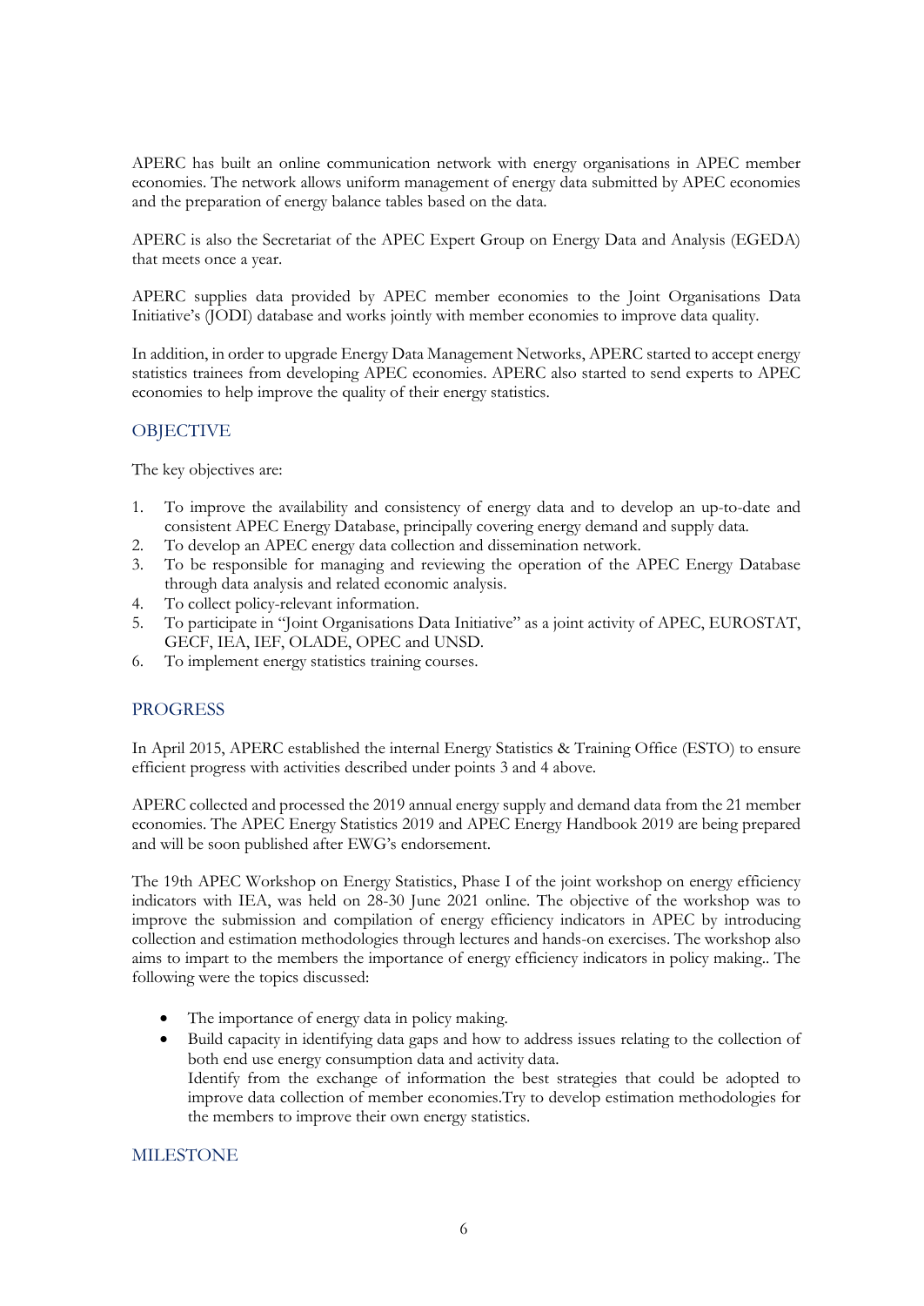APERC has built an online communication network with energy organisations in APEC member economies. The network allows uniform management of energy data submitted by APEC economies and the preparation of energy balance tables based on the data.

APERC is also the Secretariat of the APEC Expert Group on Energy Data and Analysis (EGEDA) that meets once a year.

APERC supplies data provided by APEC member economies to the Joint Organisations Data Initiative's (JODI) database and works jointly with member economies to improve data quality.

In addition, in order to upgrade Energy Data Management Networks, APERC started to accept energy statistics trainees from developing APEC economies. APERC also started to send experts to APEC economies to help improve the quality of their energy statistics.

## OBJECTIVE

The key objectives are:

1. To improve the availability and consistency of energy data and to develop an up-to-date and consistent APEC Energy Database, principally covering energy demand and supply data.
2. To develop an APEC energy data collection and dissemination network.
3. To be responsible for managing and reviewing the operation of the APEC Energy Database through data analysis and related economic analysis.
4. To collect policy-relevant information.
5. To participate in "Joint Organisations Data Initiative" as a joint activity of APEC, EUROSTAT, GECF, IEA, IEF, OLADE, OPEC and UNSD.
6. To implement energy statistics training courses.

## PROGRESS

In April 2015, APERC established the internal Energy Statistics & Training Office (ESTO) to ensure efficient progress with activities described under points 3 and 4 above.

APERC collected and processed the 2019 annual energy supply and demand data from the 21 member economies. The APEC Energy Statistics 2019 and APEC Energy Handbook 2019 are being prepared and will be soon published after EWG's endorsement.

The 19th APEC Workshop on Energy Statistics, Phase I of the joint workshop on energy efficiency indicators with IEA, was held on 28-30 June 2021 online. The objective of the workshop was to improve the submission and compilation of energy efficiency indicators in APEC by introducing collection and estimation methodologies through lectures and hands-on exercises. The workshop also aims to impart to the members the importance of energy efficiency indicators in policy making.. The following were the topics discussed:

- The importance of energy data in policy making.
- Build capacity in identifying data gaps and how to address issues relating to the collection of both end use energy consumption data and activity data.
  Identify from the exchange of information the best strategies that could be adopted to improve data collection of member economies.Try to develop estimation methodologies for the members to improve their own energy statistics.

## MILESTONE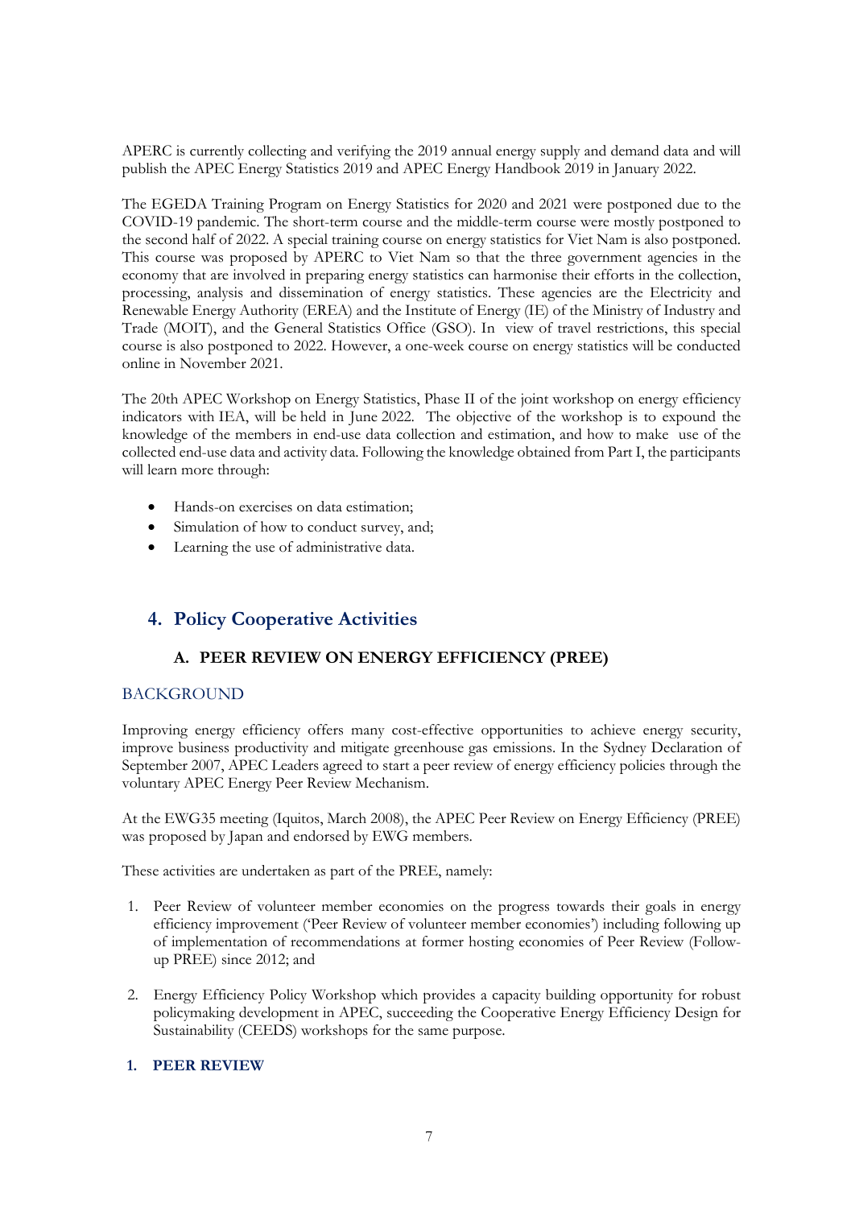APERC is currently collecting and verifying the 2019 annual energy supply and demand data and will publish the APEC Energy Statistics 2019 and APEC Energy Handbook 2019 in January 2022.

The EGEDA Training Program on Energy Statistics for 2020 and 2021 were postponed due to the COVID-19 pandemic. The short-term course and the middle-term course were mostly postponed to the second half of 2022. A special training course on energy statistics for Viet Nam is also postponed. This course was proposed by APERC to Viet Nam so that the three government agencies in the economy that are involved in preparing energy statistics can harmonise their efforts in the collection, processing, analysis and dissemination of energy statistics. These agencies are the Electricity and Renewable Energy Authority (EREA) and the Institute of Energy (IE) of the Ministry of Industry and Trade (MOIT), and the General Statistics Office (GSO). In view of travel restrictions, this special course is also postponed to 2022. However, a one-week course on energy statistics will be conducted online in November 2021.

The 20th APEC Workshop on Energy Statistics, Phase II of the joint workshop on energy efficiency indicators with IEA, will be held in June 2022. The objective of the workshop is to expound the knowledge of the members in end-use data collection and estimation, and how to make use of the collected end-use data and activity data. Following the knowledge obtained from Part I, the participants will learn more through:

- Hands-on exercises on data estimation;
- Simulation of how to conduct survey, and;
- Learning the use of administrative data.

## 4. Policy Cooperative Activities

### A. PEER REVIEW ON ENERGY EFFICIENCY (PREE)

#### BACKGROUND

Improving energy efficiency offers many cost-effective opportunities to achieve energy security, improve business productivity and mitigate greenhouse gas emissions. In the Sydney Declaration of September 2007, APEC Leaders agreed to start a peer review of energy efficiency policies through the voluntary APEC Energy Peer Review Mechanism.

At the EWG35 meeting (Iquitos, March 2008), the APEC Peer Review on Energy Efficiency (PREE) was proposed by Japan and endorsed by EWG members.

These activities are undertaken as part of the PREE, namely:

1. Peer Review of volunteer member economies on the progress towards their goals in energy efficiency improvement ('Peer Review of volunteer member economies') including following up of implementation of recommendations at former hosting economies of Peer Review (Follow-up PREE) since 2012; and

2. Energy Efficiency Policy Workshop which provides a capacity building opportunity for robust policymaking development in APEC, succeeding the Cooperative Energy Efficiency Design for Sustainability (CEEDS) workshops for the same purpose.

**1. PEER REVIEW**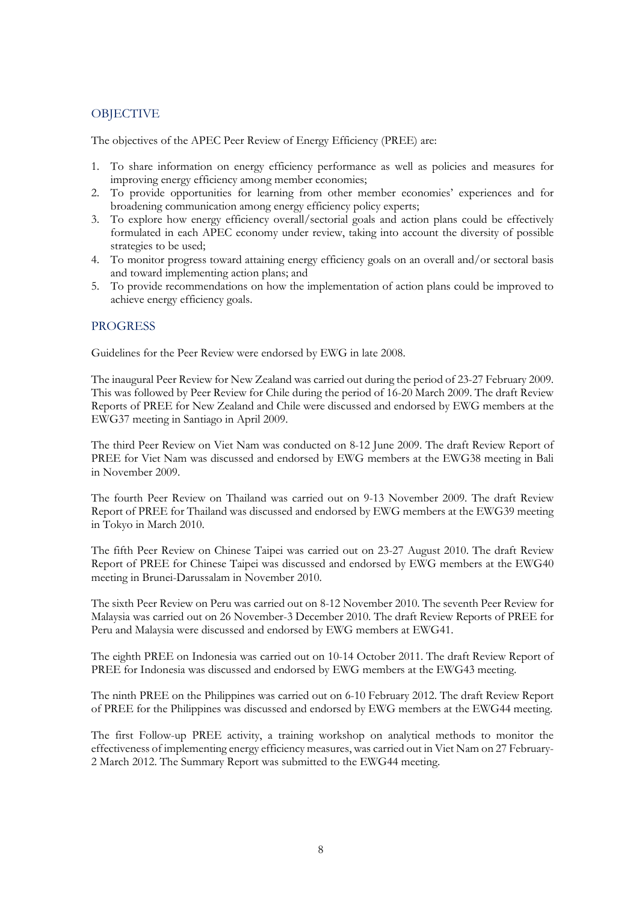## OBJECTIVE

The objectives of the APEC Peer Review of Energy Efficiency (PREE) are:

1. To share information on energy efficiency performance as well as policies and measures for improving energy efficiency among member economies;
2. To provide opportunities for learning from other member economies' experiences and for broadening communication among energy efficiency policy experts;
3. To explore how energy efficiency overall/sectorial goals and action plans could be effectively formulated in each APEC economy under review, taking into account the diversity of possible strategies to be used;
4. To monitor progress toward attaining energy efficiency goals on an overall and/or sectoral basis and toward implementing action plans; and
5. To provide recommendations on how the implementation of action plans could be improved to achieve energy efficiency goals.

## PROGRESS

Guidelines for the Peer Review were endorsed by EWG in late 2008.

The inaugural Peer Review for New Zealand was carried out during the period of 23-27 February 2009. This was followed by Peer Review for Chile during the period of 16-20 March 2009. The draft Review Reports of PREE for New Zealand and Chile were discussed and endorsed by EWG members at the EWG37 meeting in Santiago in April 2009.

The third Peer Review on Viet Nam was conducted on 8-12 June 2009. The draft Review Report of PREE for Viet Nam was discussed and endorsed by EWG members at the EWG38 meeting in Bali in November 2009.

The fourth Peer Review on Thailand was carried out on 9-13 November 2009. The draft Review Report of PREE for Thailand was discussed and endorsed by EWG members at the EWG39 meeting in Tokyo in March 2010.

The fifth Peer Review on Chinese Taipei was carried out on 23-27 August 2010. The draft Review Report of PREE for Chinese Taipei was discussed and endorsed by EWG members at the EWG40 meeting in Brunei-Darussalam in November 2010.

The sixth Peer Review on Peru was carried out on 8-12 November 2010. The seventh Peer Review for Malaysia was carried out on 26 November-3 December 2010. The draft Review Reports of PREE for Peru and Malaysia were discussed and endorsed by EWG members at EWG41.

The eighth PREE on Indonesia was carried out on 10-14 October 2011. The draft Review Report of PREE for Indonesia was discussed and endorsed by EWG members at the EWG43 meeting.

The ninth PREE on the Philippines was carried out on 6-10 February 2012. The draft Review Report of PREE for the Philippines was discussed and endorsed by EWG members at the EWG44 meeting.

The first Follow-up PREE activity, a training workshop on analytical methods to monitor the effectiveness of implementing energy efficiency measures, was carried out in Viet Nam on 27 February-2 March 2012. The Summary Report was submitted to the EWG44 meeting.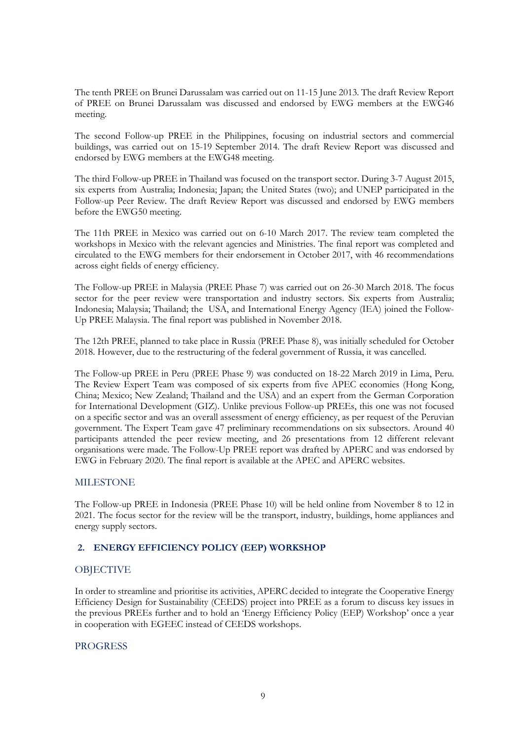The tenth PREE on Brunei Darussalam was carried out on 11-15 June 2013. The draft Review Report of PREE on Brunei Darussalam was discussed and endorsed by EWG members at the EWG46 meeting.

The second Follow-up PREE in the Philippines, focusing on industrial sectors and commercial buildings, was carried out on 15-19 September 2014. The draft Review Report was discussed and endorsed by EWG members at the EWG48 meeting.

The third Follow-up PREE in Thailand was focused on the transport sector. During 3-7 August 2015, six experts from Australia; Indonesia; Japan; the United States (two); and UNEP participated in the Follow-up Peer Review. The draft Review Report was discussed and endorsed by EWG members before the EWG50 meeting.

The 11th PREE in Mexico was carried out on 6-10 March 2017. The review team completed the workshops in Mexico with the relevant agencies and Ministries. The final report was completed and circulated to the EWG members for their endorsement in October 2017, with 46 recommendations across eight fields of energy efficiency.

The Follow-up PREE in Malaysia (PREE Phase 7) was carried out on 26-30 March 2018. The focus sector for the peer review were transportation and industry sectors. Six experts from Australia; Indonesia; Malaysia; Thailand; the USA, and International Energy Agency (IEA) joined the Follow-Up PREE Malaysia. The final report was published in November 2018.

The 12th PREE, planned to take place in Russia (PREE Phase 8), was initially scheduled for October 2018. However, due to the restructuring of the federal government of Russia, it was cancelled.

The Follow-up PREE in Peru (PREE Phase 9) was conducted on 18-22 March 2019 in Lima, Peru. The Review Expert Team was composed of six experts from five APEC economies (Hong Kong, China; Mexico; New Zealand; Thailand and the USA) and an expert from the German Corporation for International Development (GIZ). Unlike previous Follow-up PREEs, this one was not focused on a specific sector and was an overall assessment of energy efficiency, as per request of the Peruvian government. The Expert Team gave 47 preliminary recommendations on six subsectors. Around 40 participants attended the peer review meeting, and 26 presentations from 12 different relevant organisations were made. The Follow-Up PREE report was drafted by APERC and was endorsed by EWG in February 2020. The final report is available at the APEC and APERC websites.

### MILESTONE

The Follow-up PREE in Indonesia (PREE Phase 10) will be held online from November 8 to 12 in 2021. The focus sector for the review will be the transport, industry, buildings, home appliances and energy supply sectors.

## 2. ENERGY EFFICIENCY POLICY (EEP) WORKSHOP

### OBJECTIVE

In order to streamline and prioritise its activities, APERC decided to integrate the Cooperative Energy Efficiency Design for Sustainability (CEEDS) project into PREE as a forum to discuss key issues in the previous PREEs further and to hold an 'Energy Efficiency Policy (EEP) Workshop' once a year in cooperation with EGEEC instead of CEEDS workshops.

### PROGRESS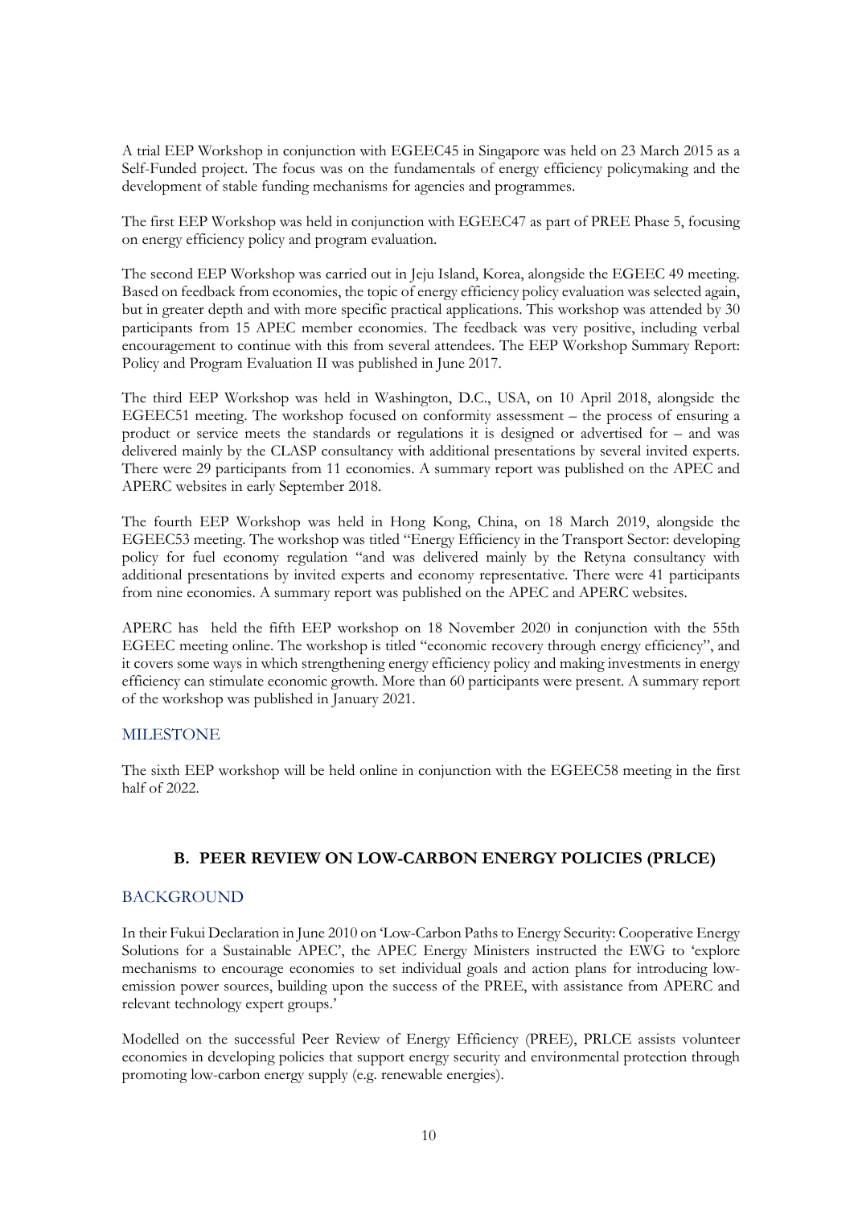A trial EEP Workshop in conjunction with EGEEC45 in Singapore was held on 23 March 2015 as a Self-Funded project. The focus was on the fundamentals of energy efficiency policymaking and the development of stable funding mechanisms for agencies and programmes.

The first EEP Workshop was held in conjunction with EGEEC47 as part of PREE Phase 5, focusing on energy efficiency policy and program evaluation.

The second EEP Workshop was carried out in Jeju Island, Korea, alongside the EGEEC 49 meeting. Based on feedback from economies, the topic of energy efficiency policy evaluation was selected again, but in greater depth and with more specific practical applications. This workshop was attended by 30 participants from 15 APEC member economies. The feedback was very positive, including verbal encouragement to continue with this from several attendees. The EEP Workshop Summary Report: Policy and Program Evaluation II was published in June 2017.

The third EEP Workshop was held in Washington, D.C., USA, on 10 April 2018, alongside the EGEEC51 meeting. The workshop focused on conformity assessment – the process of ensuring a product or service meets the standards or regulations it is designed or advertised for – and was delivered mainly by the CLASP consultancy with additional presentations by several invited experts. There were 29 participants from 11 economies. A summary report was published on the APEC and APERC websites in early September 2018.

The fourth EEP Workshop was held in Hong Kong, China, on 18 March 2019, alongside the EGEEC53 meeting. The workshop was titled "Energy Efficiency in the Transport Sector: developing policy for fuel economy regulation "and was delivered mainly by the Retyna consultancy with additional presentations by invited experts and economy representative. There were 41 participants from nine economies. A summary report was published on the APEC and APERC websites.

APERC has held the fifth EEP workshop on 18 November 2020 in conjunction with the 55th EGEEC meeting online. The workshop is titled "economic recovery through energy efficiency", and it covers some ways in which strengthening energy efficiency policy and making investments in energy efficiency can stimulate economic growth. More than 60 participants were present. A summary report of the workshop was published in January 2021.

### MILESTONE

The sixth EEP workshop will be held online in conjunction with the EGEEC58 meeting in the first half of 2022.

## B. PEER REVIEW ON LOW-CARBON ENERGY POLICIES (PRLCE)

### BACKGROUND

In their Fukui Declaration in June 2010 on 'Low-Carbon Paths to Energy Security: Cooperative Energy Solutions for a Sustainable APEC', the APEC Energy Ministers instructed the EWG to 'explore mechanisms to encourage economies to set individual goals and action plans for introducing low-emission power sources, building upon the success of the PREE, with assistance from APERC and relevant technology expert groups.'

Modelled on the successful Peer Review of Energy Efficiency (PREE), PRLCE assists volunteer economies in developing policies that support energy security and environmental protection through promoting low-carbon energy supply (e.g. renewable energies).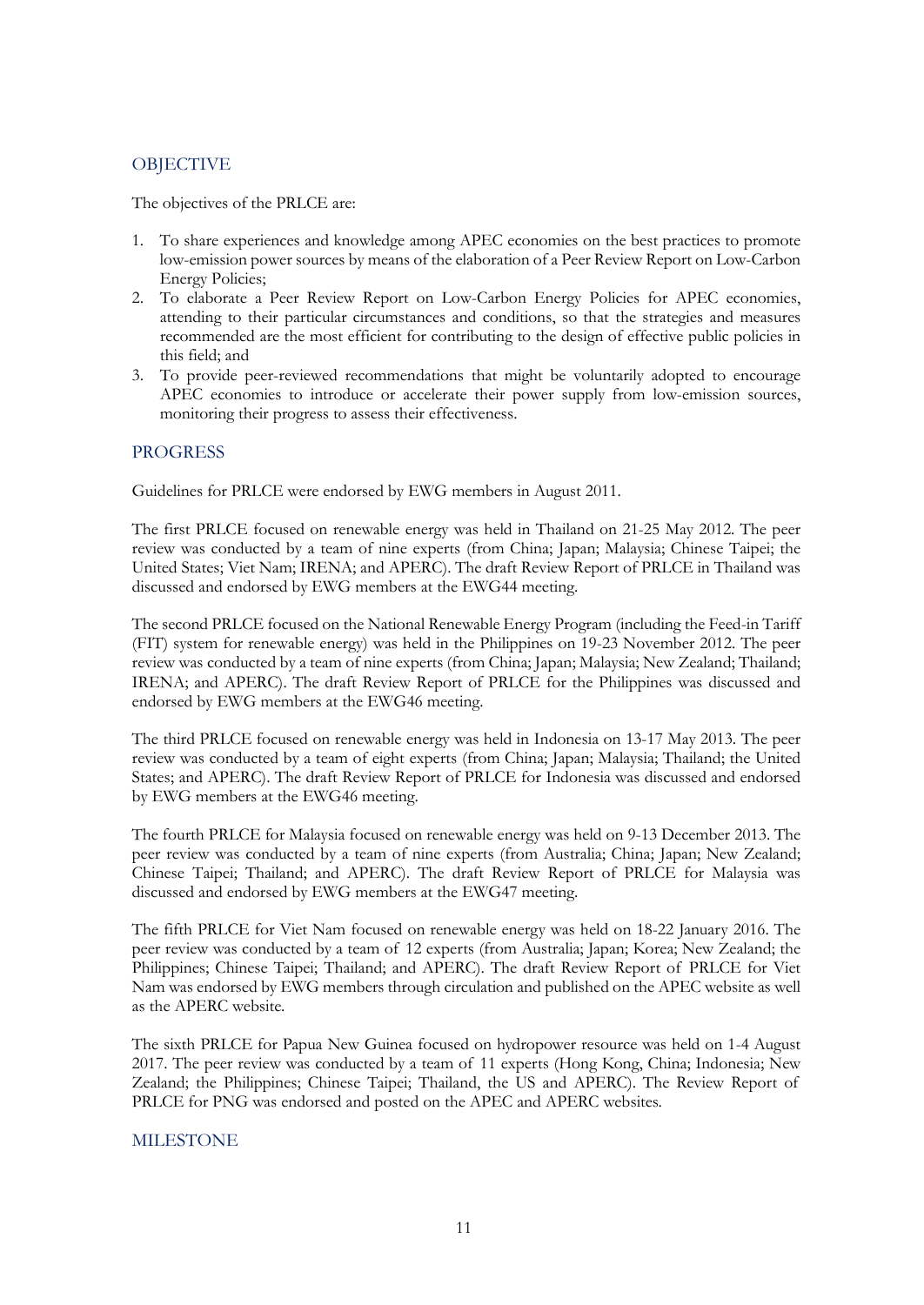## OBJECTIVE

The objectives of the PRLCE are:

1. To share experiences and knowledge among APEC economies on the best practices to promote low-emission power sources by means of the elaboration of a Peer Review Report on Low-Carbon Energy Policies;
2. To elaborate a Peer Review Report on Low-Carbon Energy Policies for APEC economies, attending to their particular circumstances and conditions, so that the strategies and measures recommended are the most efficient for contributing to the design of effective public policies in this field; and
3. To provide peer-reviewed recommendations that might be voluntarily adopted to encourage APEC economies to introduce or accelerate their power supply from low-emission sources, monitoring their progress to assess their effectiveness.

## PROGRESS

Guidelines for PRLCE were endorsed by EWG members in August 2011.

The first PRLCE focused on renewable energy was held in Thailand on 21-25 May 2012. The peer review was conducted by a team of nine experts (from China; Japan; Malaysia; Chinese Taipei; the United States; Viet Nam; IRENA; and APERC). The draft Review Report of PRLCE in Thailand was discussed and endorsed by EWG members at the EWG44 meeting.

The second PRLCE focused on the National Renewable Energy Program (including the Feed-in Tariff (FIT) system for renewable energy) was held in the Philippines on 19-23 November 2012. The peer review was conducted by a team of nine experts (from China; Japan; Malaysia; New Zealand; Thailand; IRENA; and APERC). The draft Review Report of PRLCE for the Philippines was discussed and endorsed by EWG members at the EWG46 meeting.

The third PRLCE focused on renewable energy was held in Indonesia on 13-17 May 2013. The peer review was conducted by a team of eight experts (from China; Japan; Malaysia; Thailand; the United States; and APERC). The draft Review Report of PRLCE for Indonesia was discussed and endorsed by EWG members at the EWG46 meeting.

The fourth PRLCE for Malaysia focused on renewable energy was held on 9-13 December 2013. The peer review was conducted by a team of nine experts (from Australia; China; Japan; New Zealand; Chinese Taipei; Thailand; and APERC). The draft Review Report of PRLCE for Malaysia was discussed and endorsed by EWG members at the EWG47 meeting.

The fifth PRLCE for Viet Nam focused on renewable energy was held on 18-22 January 2016. The peer review was conducted by a team of 12 experts (from Australia; Japan; Korea; New Zealand; the Philippines; Chinese Taipei; Thailand; and APERC). The draft Review Report of PRLCE for Viet Nam was endorsed by EWG members through circulation and published on the APEC website as well as the APERC website.

The sixth PRLCE for Papua New Guinea focused on hydropower resource was held on 1-4 August 2017. The peer review was conducted by a team of 11 experts (Hong Kong, China; Indonesia; New Zealand; the Philippines; Chinese Taipei; Thailand, the US and APERC). The Review Report of PRLCE for PNG was endorsed and posted on the APEC and APERC websites.

## MILESTONE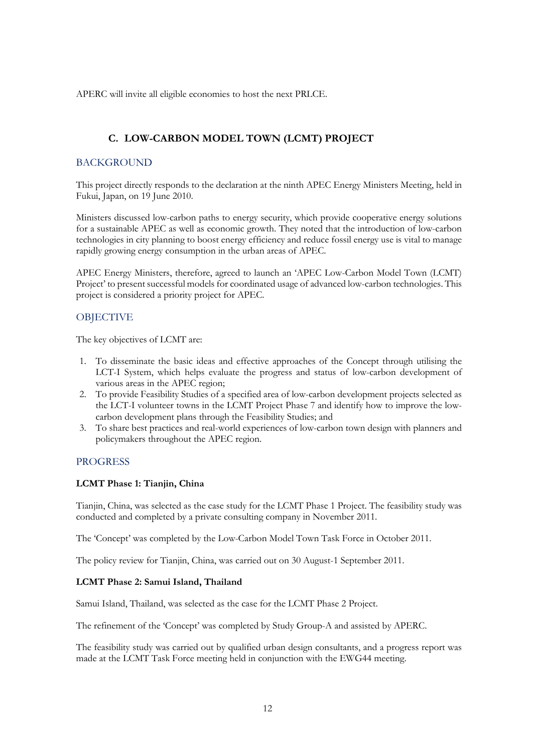APERC will invite all eligible economies to host the next PRLCE.

## C. LOW-CARBON MODEL TOWN (LCMT) PROJECT

### BACKGROUND

This project directly responds to the declaration at the ninth APEC Energy Ministers Meeting, held in Fukui, Japan, on 19 June 2010.

Ministers discussed low-carbon paths to energy security, which provide cooperative energy solutions for a sustainable APEC as well as economic growth. They noted that the introduction of low-carbon technologies in city planning to boost energy efficiency and reduce fossil energy use is vital to manage rapidly growing energy consumption in the urban areas of APEC.

APEC Energy Ministers, therefore, agreed to launch an 'APEC Low-Carbon Model Town (LCMT) Project' to present successful models for coordinated usage of advanced low-carbon technologies. This project is considered a priority project for APEC.

### OBJECTIVE

The key objectives of LCMT are:

1. To disseminate the basic ideas and effective approaches of the Concept through utilising the LCT-I System, which helps evaluate the progress and status of low-carbon development of various areas in the APEC region;
2. To provide Feasibility Studies of a specified area of low-carbon development projects selected as the LCT-I volunteer towns in the LCMT Project Phase 7 and identify how to improve the low-carbon development plans through the Feasibility Studies; and
3. To share best practices and real-world experiences of low-carbon town design with planners and policymakers throughout the APEC region.

### PROGRESS

**LCMT Phase 1: Tianjin, China**

Tianjin, China, was selected as the case study for the LCMT Phase 1 Project. The feasibility study was conducted and completed by a private consulting company in November 2011.

The 'Concept' was completed by the Low-Carbon Model Town Task Force in October 2011.

The policy review for Tianjin, China, was carried out on 30 August-1 September 2011.

**LCMT Phase 2: Samui Island, Thailand**

Samui Island, Thailand, was selected as the case for the LCMT Phase 2 Project.

The refinement of the 'Concept' was completed by Study Group-A and assisted by APERC.

The feasibility study was carried out by qualified urban design consultants, and a progress report was made at the LCMT Task Force meeting held in conjunction with the EWG44 meeting.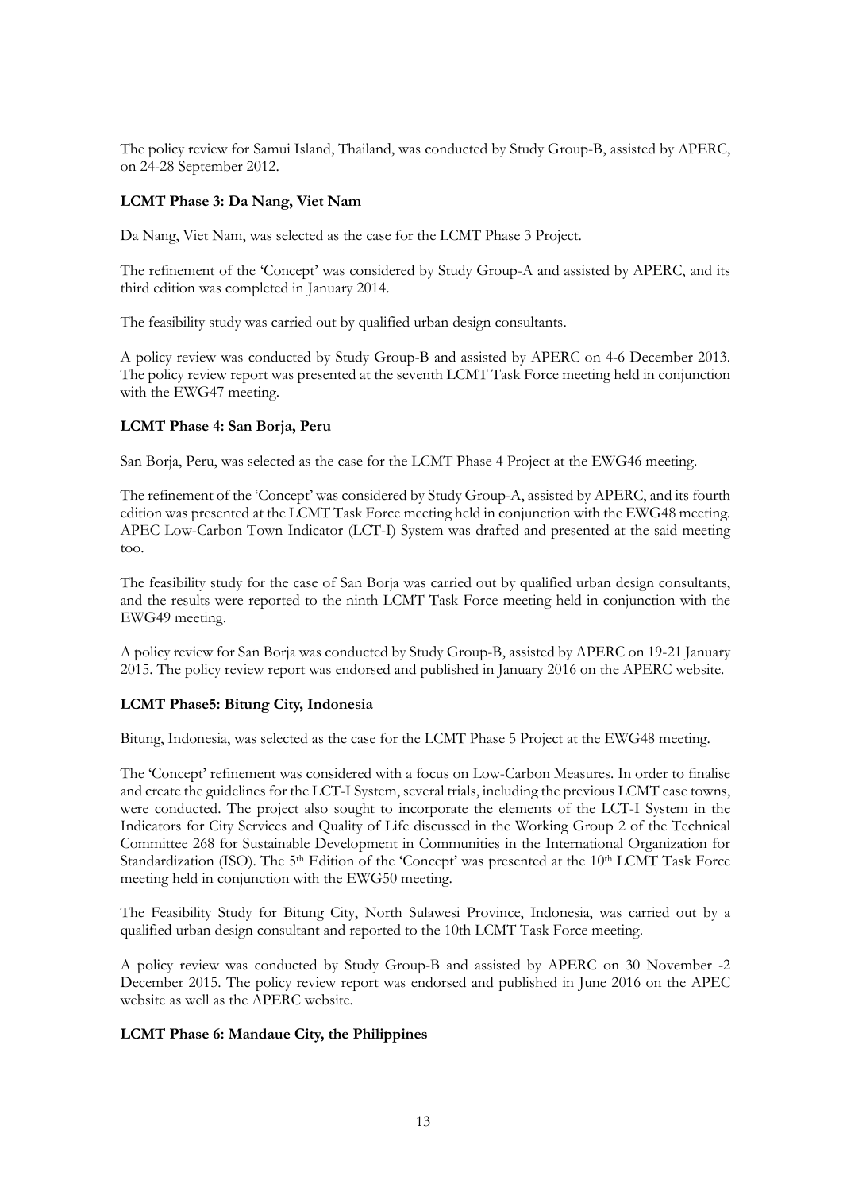The policy review for Samui Island, Thailand, was conducted by Study Group-B, assisted by APERC, on 24-28 September 2012.

**LCMT Phase 3: Da Nang, Viet Nam**

Da Nang, Viet Nam, was selected as the case for the LCMT Phase 3 Project.

The refinement of the 'Concept' was considered by Study Group-A and assisted by APERC, and its third edition was completed in January 2014.

The feasibility study was carried out by qualified urban design consultants.

A policy review was conducted by Study Group-B and assisted by APERC on 4-6 December 2013. The policy review report was presented at the seventh LCMT Task Force meeting held in conjunction with the EWG47 meeting.

**LCMT Phase 4: San Borja, Peru**

San Borja, Peru, was selected as the case for the LCMT Phase 4 Project at the EWG46 meeting.

The refinement of the 'Concept' was considered by Study Group-A, assisted by APERC, and its fourth edition was presented at the LCMT Task Force meeting held in conjunction with the EWG48 meeting. APEC Low-Carbon Town Indicator (LCT-I) System was drafted and presented at the said meeting too.

The feasibility study for the case of San Borja was carried out by qualified urban design consultants, and the results were reported to the ninth LCMT Task Force meeting held in conjunction with the EWG49 meeting.

A policy review for San Borja was conducted by Study Group-B, assisted by APERC on 19-21 January 2015. The policy review report was endorsed and published in January 2016 on the APERC website.

**LCMT Phase5: Bitung City, Indonesia**

Bitung, Indonesia, was selected as the case for the LCMT Phase 5 Project at the EWG48 meeting.

The 'Concept' refinement was considered with a focus on Low-Carbon Measures. In order to finalise and create the guidelines for the LCT-I System, several trials, including the previous LCMT case towns, were conducted. The project also sought to incorporate the elements of the LCT-I System in the Indicators for City Services and Quality of Life discussed in the Working Group 2 of the Technical Committee 268 for Sustainable Development in Communities in the International Organization for Standardization (ISO). The 5th Edition of the 'Concept' was presented at the 10th LCMT Task Force meeting held in conjunction with the EWG50 meeting.

The Feasibility Study for Bitung City, North Sulawesi Province, Indonesia, was carried out by a qualified urban design consultant and reported to the 10th LCMT Task Force meeting.

A policy review was conducted by Study Group-B and assisted by APERC on 30 November -2 December 2015. The policy review report was endorsed and published in June 2016 on the APEC website as well as the APERC website.

**LCMT Phase 6: Mandaue City, the Philippines**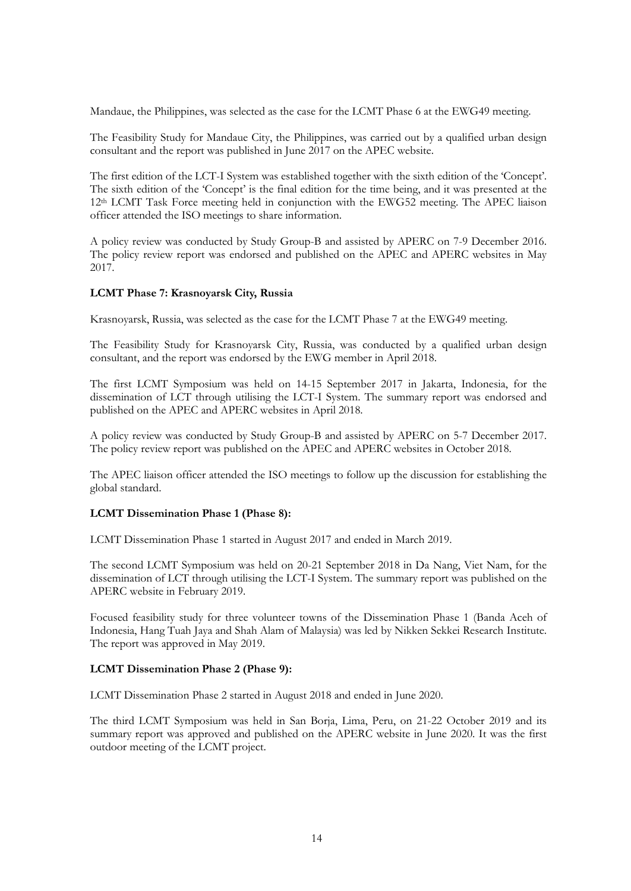Mandaue, the Philippines, was selected as the case for the LCMT Phase 6 at the EWG49 meeting.

The Feasibility Study for Mandaue City, the Philippines, was carried out by a qualified urban design consultant and the report was published in June 2017 on the APEC website.

The first edition of the LCT-I System was established together with the sixth edition of the 'Concept'. The sixth edition of the 'Concept' is the final edition for the time being, and it was presented at the 12th LCMT Task Force meeting held in conjunction with the EWG52 meeting. The APEC liaison officer attended the ISO meetings to share information.

A policy review was conducted by Study Group-B and assisted by APERC on 7-9 December 2016. The policy review report was endorsed and published on the APEC and APERC websites in May 2017.

**LCMT Phase 7: Krasnoyarsk City, Russia**

Krasnoyarsk, Russia, was selected as the case for the LCMT Phase 7 at the EWG49 meeting.

The Feasibility Study for Krasnoyarsk City, Russia, was conducted by a qualified urban design consultant, and the report was endorsed by the EWG member in April 2018.

The first LCMT Symposium was held on 14-15 September 2017 in Jakarta, Indonesia, for the dissemination of LCT through utilising the LCT-I System. The summary report was endorsed and published on the APEC and APERC websites in April 2018.

A policy review was conducted by Study Group-B and assisted by APERC on 5-7 December 2017. The policy review report was published on the APEC and APERC websites in October 2018.

The APEC liaison officer attended the ISO meetings to follow up the discussion for establishing the global standard.

**LCMT Dissemination Phase 1 (Phase 8):**

LCMT Dissemination Phase 1 started in August 2017 and ended in March 2019.

The second LCMT Symposium was held on 20-21 September 2018 in Da Nang, Viet Nam, for the dissemination of LCT through utilising the LCT-I System. The summary report was published on the APERC website in February 2019.

Focused feasibility study for three volunteer towns of the Dissemination Phase 1 (Banda Aceh of Indonesia, Hang Tuah Jaya and Shah Alam of Malaysia) was led by Nikken Sekkei Research Institute. The report was approved in May 2019.

**LCMT Dissemination Phase 2 (Phase 9):**

LCMT Dissemination Phase 2 started in August 2018 and ended in June 2020.

The third LCMT Symposium was held in San Borja, Lima, Peru, on 21-22 October 2019 and its summary report was approved and published on the APERC website in June 2020. It was the first outdoor meeting of the LCMT project.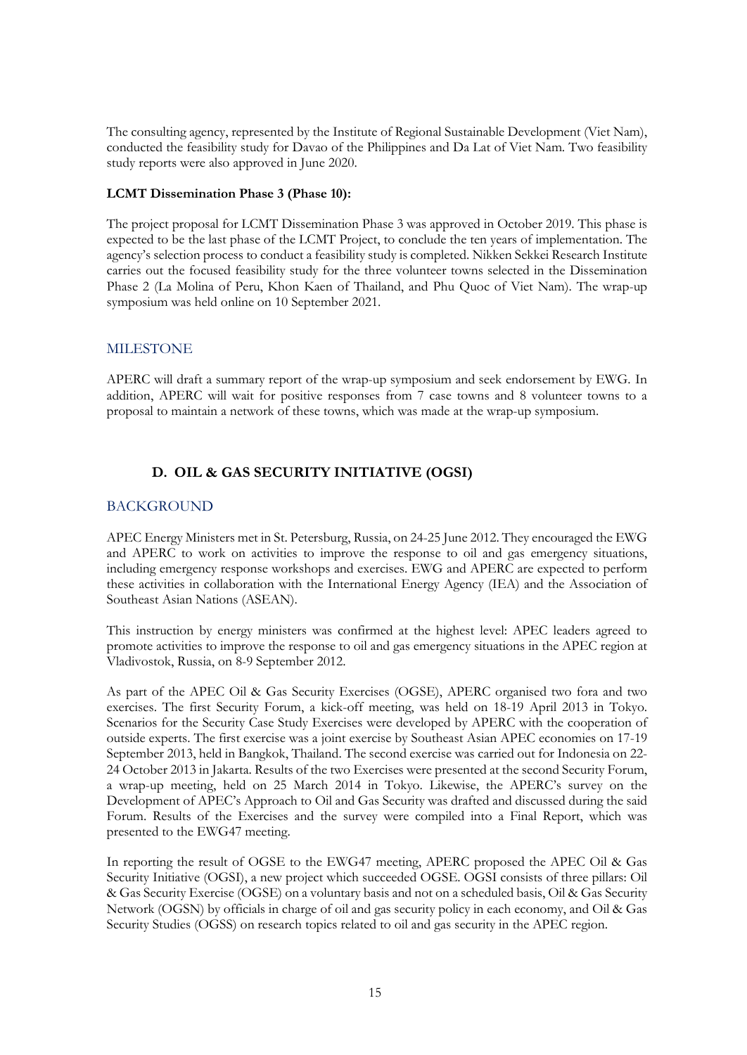The consulting agency, represented by the Institute of Regional Sustainable Development (Viet Nam), conducted the feasibility study for Davao of the Philippines and Da Lat of Viet Nam. Two feasibility study reports were also approved in June 2020.

**LCMT Dissemination Phase 3 (Phase 10):**

The project proposal for LCMT Dissemination Phase 3 was approved in October 2019. This phase is expected to be the last phase of the LCMT Project, to conclude the ten years of implementation. The agency's selection process to conduct a feasibility study is completed. Nikken Sekkei Research Institute carries out the focused feasibility study for the three volunteer towns selected in the Dissemination Phase 2 (La Molina of Peru, Khon Kaen of Thailand, and Phu Quoc of Viet Nam). The wrap-up symposium was held online on 10 September 2021.

### MILESTONE

APERC will draft a summary report of the wrap-up symposium and seek endorsement by EWG. In addition, APERC will wait for positive responses from 7 case towns and 8 volunteer towns to a proposal to maintain a network of these towns, which was made at the wrap-up symposium.

## D. OIL & GAS SECURITY INITIATIVE (OGSI)

### BACKGROUND

APEC Energy Ministers met in St. Petersburg, Russia, on 24-25 June 2012. They encouraged the EWG and APERC to work on activities to improve the response to oil and gas emergency situations, including emergency response workshops and exercises. EWG and APERC are expected to perform these activities in collaboration with the International Energy Agency (IEA) and the Association of Southeast Asian Nations (ASEAN).

This instruction by energy ministers was confirmed at the highest level: APEC leaders agreed to promote activities to improve the response to oil and gas emergency situations in the APEC region at Vladivostok, Russia, on 8-9 September 2012.

As part of the APEC Oil & Gas Security Exercises (OGSE), APERC organised two fora and two exercises. The first Security Forum, a kick-off meeting, was held on 18-19 April 2013 in Tokyo. Scenarios for the Security Case Study Exercises were developed by APERC with the cooperation of outside experts. The first exercise was a joint exercise by Southeast Asian APEC economies on 17-19 September 2013, held in Bangkok, Thailand. The second exercise was carried out for Indonesia on 22-24 October 2013 in Jakarta. Results of the two Exercises were presented at the second Security Forum, a wrap-up meeting, held on 25 March 2014 in Tokyo. Likewise, the APERC's survey on the Development of APEC's Approach to Oil and Gas Security was drafted and discussed during the said Forum. Results of the Exercises and the survey were compiled into a Final Report, which was presented to the EWG47 meeting.

In reporting the result of OGSE to the EWG47 meeting, APERC proposed the APEC Oil & Gas Security Initiative (OGSI), a new project which succeeded OGSE. OGSI consists of three pillars: Oil & Gas Security Exercise (OGSE) on a voluntary basis and not on a scheduled basis, Oil & Gas Security Network (OGSN) by officials in charge of oil and gas security policy in each economy, and Oil & Gas Security Studies (OGSS) on research topics related to oil and gas security in the APEC region.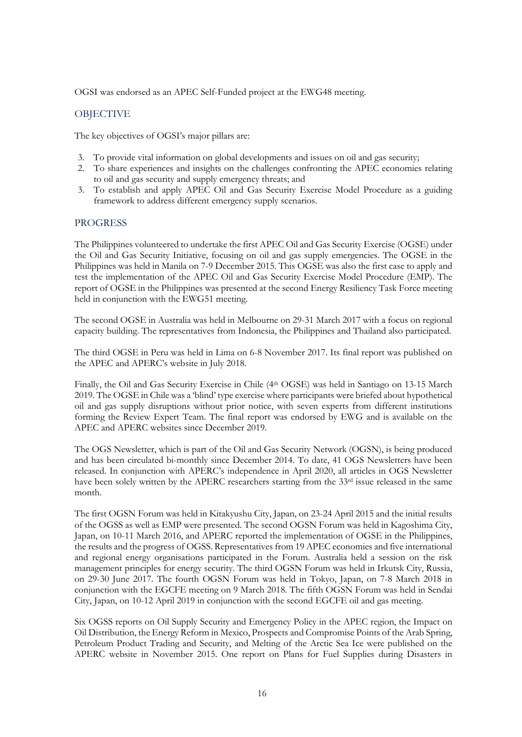OGSI was endorsed as an APEC Self-Funded project at the EWG48 meeting.

## OBJECTIVE

The key objectives of OGSI's major pillars are:

3. To provide vital information on global developments and issues on oil and gas security;
2. To share experiences and insights on the challenges confronting the APEC economies relating to oil and gas security and supply emergency threats; and
3. To establish and apply APEC Oil and Gas Security Exercise Model Procedure as a guiding framework to address different emergency supply scenarios.

## PROGRESS

The Philippines volunteered to undertake the first APEC Oil and Gas Security Exercise (OGSE) under the Oil and Gas Security Initiative, focusing on oil and gas supply emergencies. The OGSE in the Philippines was held in Manila on 7-9 December 2015. This OGSE was also the first case to apply and test the implementation of the APEC Oil and Gas Security Exercise Model Procedure (EMP). The report of OGSE in the Philippines was presented at the second Energy Resiliency Task Force meeting held in conjunction with the EWG51 meeting.

The second OGSE in Australia was held in Melbourne on 29-31 March 2017 with a focus on regional capacity building. The representatives from Indonesia, the Philippines and Thailand also participated.

The third OGSE in Peru was held in Lima on 6-8 November 2017. Its final report was published on the APEC and APERC's website in July 2018.

Finally, the Oil and Gas Security Exercise in Chile (4th OGSE) was held in Santiago on 13-15 March 2019. The OGSE in Chile was a 'blind' type exercise where participants were briefed about hypothetical oil and gas supply disruptions without prior notice, with seven experts from different institutions forming the Review Expert Team. The final report was endorsed by EWG and is available on the APEC and APERC websites since December 2019.

The OGS Newsletter, which is part of the Oil and Gas Security Network (OGSN), is being produced and has been circulated bi-monthly since December 2014. To date, 41 OGS Newsletters have been released. In conjunction with APERC's independence in April 2020, all articles in OGS Newsletter have been solely written by the APERC researchers starting from the 33rd issue released in the same month.

The first OGSN Forum was held in Kitakyushu City, Japan, on 23-24 April 2015 and the initial results of the OGSS as well as EMP were presented. The second OGSN Forum was held in Kagoshima City, Japan, on 10-11 March 2016, and APERC reported the implementation of OGSE in the Philippines, the results and the progress of OGSS. Representatives from 19 APEC economies and five international and regional energy organisations participated in the Forum. Australia held a session on the risk management principles for energy security. The third OGSN Forum was held in Irkutsk City, Russia, on 29-30 June 2017. The fourth OGSN Forum was held in Tokyo, Japan, on 7-8 March 2018 in conjunction with the EGCFE meeting on 9 March 2018. The fifth OGSN Forum was held in Sendai City, Japan, on 10-12 April 2019 in conjunction with the second EGCFE oil and gas meeting.

Six OGSS reports on Oil Supply Security and Emergency Policy in the APEC region, the Impact on Oil Distribution, the Energy Reform in Mexico, Prospects and Compromise Points of the Arab Spring, Petroleum Product Trading and Security, and Melting of the Arctic Sea Ice were published on the APERC website in November 2015. One report on Plans for Fuel Supplies during Disasters in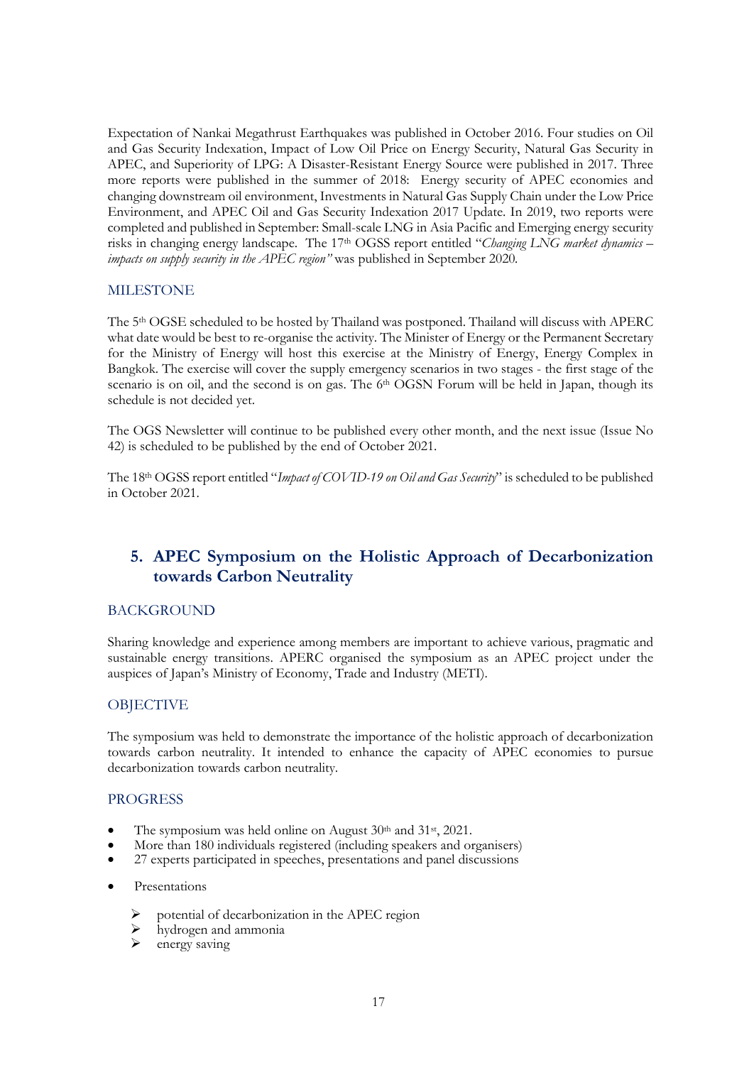Expectation of Nankai Megathrust Earthquakes was published in October 2016. Four studies on Oil and Gas Security Indexation, Impact of Low Oil Price on Energy Security, Natural Gas Security in APEC, and Superiority of LPG: A Disaster-Resistant Energy Source were published in 2017. Three more reports were published in the summer of 2018: Energy security of APEC economies and changing downstream oil environment, Investments in Natural Gas Supply Chain under the Low Price Environment, and APEC Oil and Gas Security Indexation 2017 Update. In 2019, two reports were completed and published in September: Small-scale LNG in Asia Pacific and Emerging energy security risks in changing energy landscape. The 17th OGSS report entitled "*Changing LNG market dynamics – impacts on supply security in the APEC region"* was published in September 2020.

### MILESTONE

The 5th OGSE scheduled to be hosted by Thailand was postponed. Thailand will discuss with APERC what date would be best to re-organise the activity. The Minister of Energy or the Permanent Secretary for the Ministry of Energy will host this exercise at the Ministry of Energy, Energy Complex in Bangkok. The exercise will cover the supply emergency scenarios in two stages - the first stage of the scenario is on oil, and the second is on gas. The 6th OGSN Forum will be held in Japan, though its schedule is not decided yet.

The OGS Newsletter will continue to be published every other month, and the next issue (Issue No 42) is scheduled to be published by the end of October 2021.

The 18th OGSS report entitled "*Impact of COVID-19 on Oil and Gas Security*" is scheduled to be published in October 2021.

## 5. APEC Symposium on the Holistic Approach of Decarbonization towards Carbon Neutrality

### BACKGROUND

Sharing knowledge and experience among members are important to achieve various, pragmatic and sustainable energy transitions. APERC organised the symposium as an APEC project under the auspices of Japan's Ministry of Economy, Trade and Industry (METI).

### OBJECTIVE

The symposium was held to demonstrate the importance of the holistic approach of decarbonization towards carbon neutrality. It intended to enhance the capacity of APEC economies to pursue decarbonization towards carbon neutrality.

### PROGRESS

- The symposium was held online on August 30th and 31st, 2021.
- More than 180 individuals registered (including speakers and organisers)
- 27 experts participated in speeches, presentations and panel discussions
- Presentations
  - potential of decarbonization in the APEC region
  - hydrogen and ammonia
  - energy saving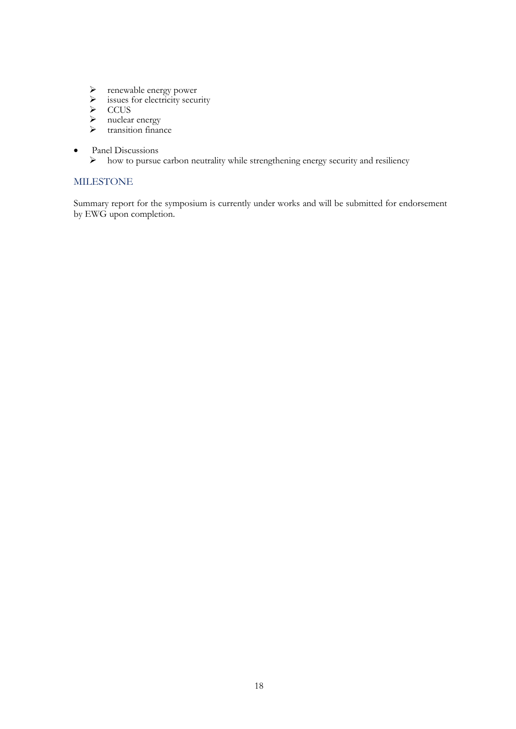- renewable energy power
  - issues for electricity security
  - CCUS
  - nuclear energy
  - transition finance

- Panel Discussions
  - how to pursue carbon neutrality while strengthening energy security and resiliency

## MILESTONE

Summary report for the symposium is currently under works and will be submitted for endorsement by EWG upon completion.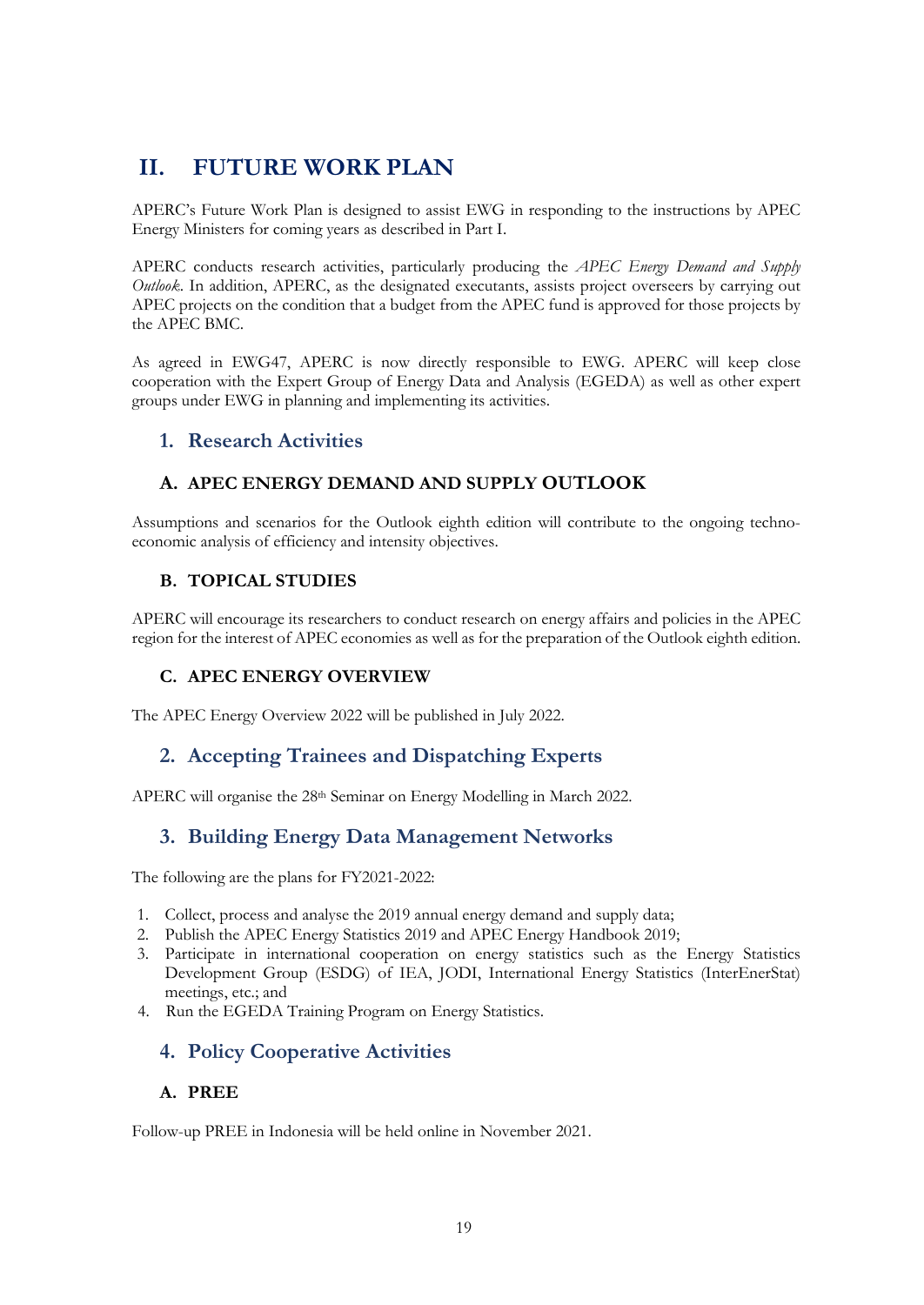# II. FUTURE WORK PLAN

APERC's Future Work Plan is designed to assist EWG in responding to the instructions by APEC Energy Ministers for coming years as described in Part I.

APERC conducts research activities, particularly producing the *APEC Energy Demand and Supply Outlook*. In addition, APERC, as the designated executants, assists project overseers by carrying out APEC projects on the condition that a budget from the APEC fund is approved for those projects by the APEC BMC.

As agreed in EWG47, APERC is now directly responsible to EWG. APERC will keep close cooperation with the Expert Group of Energy Data and Analysis (EGEDA) as well as other expert groups under EWG in planning and implementing its activities.

## 1. Research Activities

### A. APEC ENERGY DEMAND AND SUPPLY OUTLOOK

Assumptions and scenarios for the Outlook eighth edition will contribute to the ongoing techno-economic analysis of efficiency and intensity objectives.

### B. TOPICAL STUDIES

APERC will encourage its researchers to conduct research on energy affairs and policies in the APEC region for the interest of APEC economies as well as for the preparation of the Outlook eighth edition.

### C. APEC ENERGY OVERVIEW

The APEC Energy Overview 2022 will be published in July 2022.

## 2. Accepting Trainees and Dispatching Experts

APERC will organise the 28th Seminar on Energy Modelling in March 2022.

## 3. Building Energy Data Management Networks

The following are the plans for FY2021-2022:

1. Collect, process and analyse the 2019 annual energy demand and supply data;
2. Publish the APEC Energy Statistics 2019 and APEC Energy Handbook 2019;
3. Participate in international cooperation on energy statistics such as the Energy Statistics Development Group (ESDG) of IEA, JODI, International Energy Statistics (InterEnerStat) meetings, etc.; and
4. Run the EGEDA Training Program on Energy Statistics.

## 4. Policy Cooperative Activities

### A. PREE

Follow-up PREE in Indonesia will be held online in November 2021.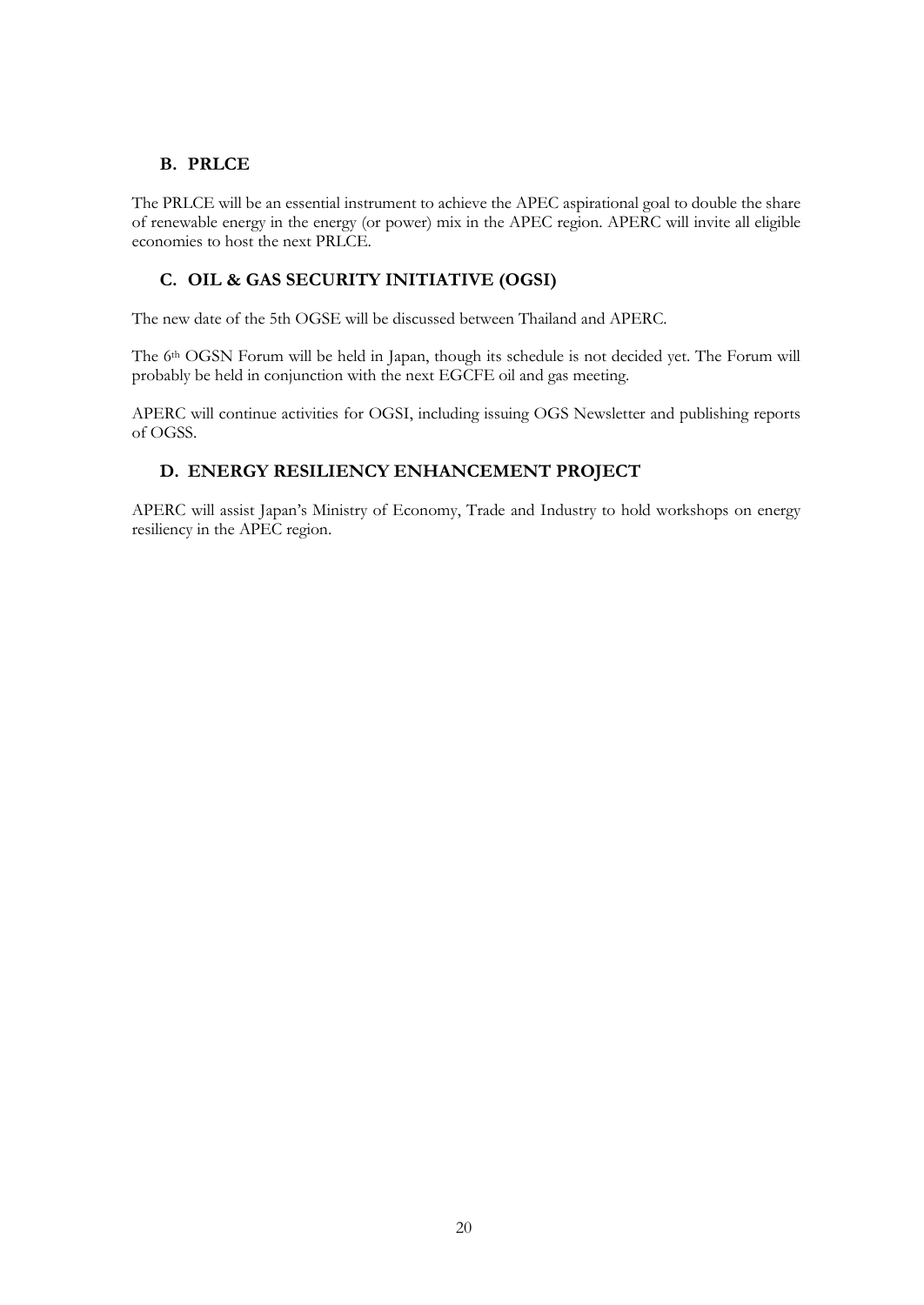## B. PRLCE

The PRLCE will be an essential instrument to achieve the APEC aspirational goal to double the share of renewable energy in the energy (or power) mix in the APEC region. APERC will invite all eligible economies to host the next PRLCE.

## C. OIL & GAS SECURITY INITIATIVE (OGSI)

The new date of the 5th OGSE will be discussed between Thailand and APERC.

The 6th OGSN Forum will be held in Japan, though its schedule is not decided yet. The Forum will probably be held in conjunction with the next EGCFE oil and gas meeting.

APERC will continue activities for OGSI, including issuing OGS Newsletter and publishing reports of OGSS.

## D. ENERGY RESILIENCY ENHANCEMENT PROJECT

APERC will assist Japan's Ministry of Economy, Trade and Industry to hold workshops on energy resiliency in the APEC region.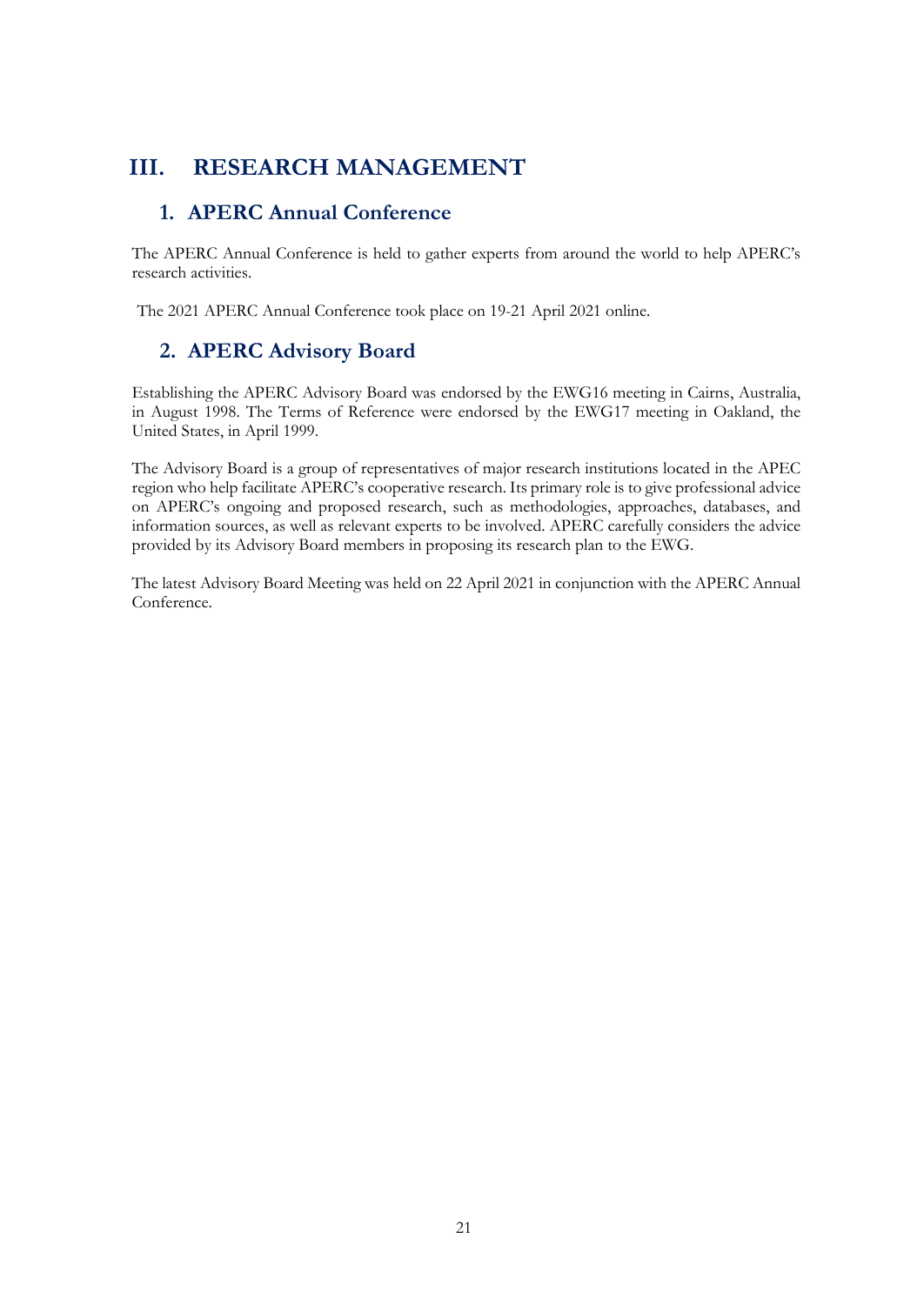# III. RESEARCH MANAGEMENT

## 1. APERC Annual Conference

The APERC Annual Conference is held to gather experts from around the world to help APERC's research activities.

The 2021 APERC Annual Conference took place on 19-21 April 2021 online.

## 2. APERC Advisory Board

Establishing the APERC Advisory Board was endorsed by the EWG16 meeting in Cairns, Australia, in August 1998. The Terms of Reference were endorsed by the EWG17 meeting in Oakland, the United States, in April 1999.

The Advisory Board is a group of representatives of major research institutions located in the APEC region who help facilitate APERC's cooperative research. Its primary role is to give professional advice on APERC's ongoing and proposed research, such as methodologies, approaches, databases, and information sources, as well as relevant experts to be involved. APERC carefully considers the advice provided by its Advisory Board members in proposing its research plan to the EWG.

The latest Advisory Board Meeting was held on 22 April 2021 in conjunction with the APERC Annual Conference.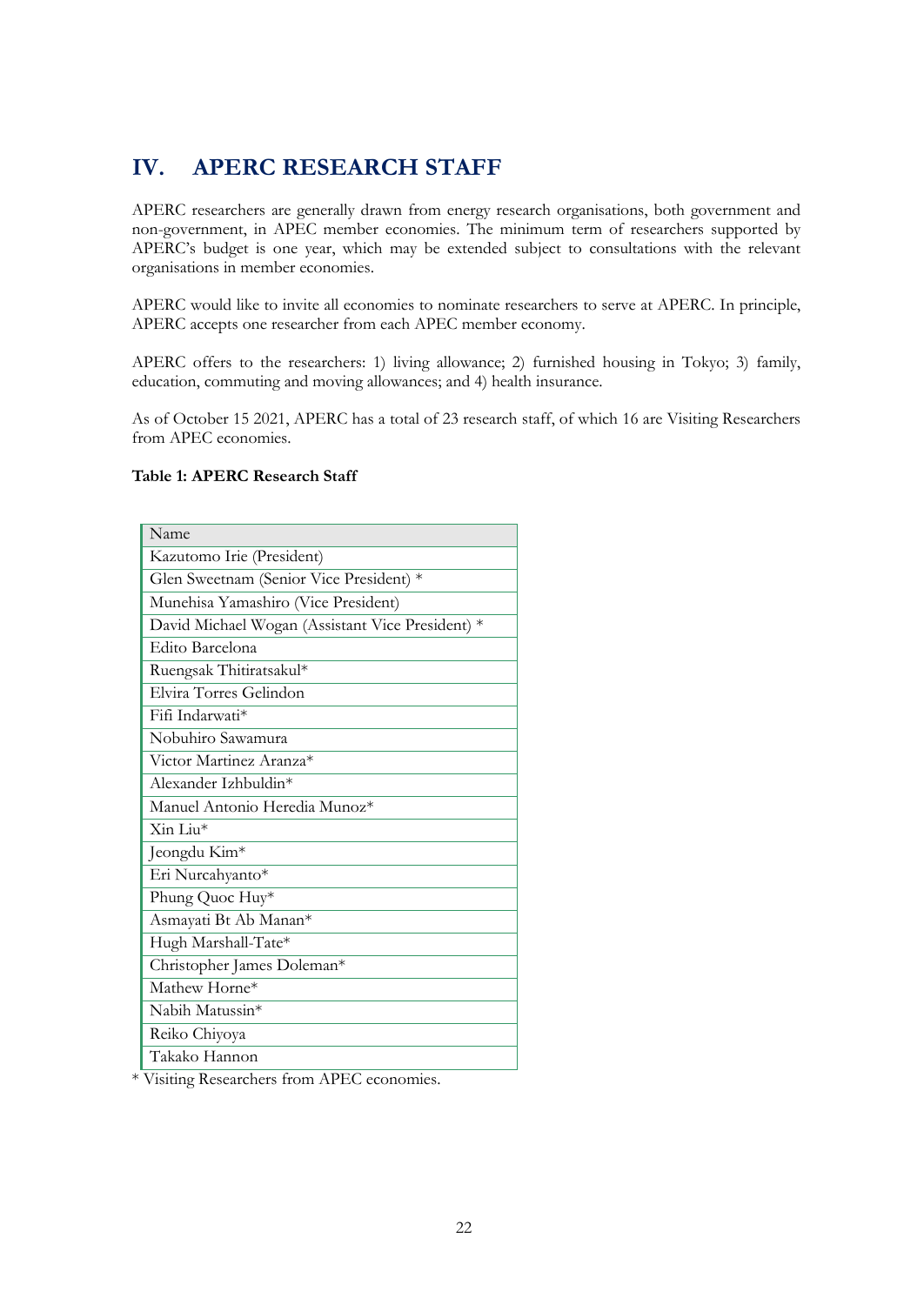# IV. APERC RESEARCH STAFF

APERC researchers are generally drawn from energy research organisations, both government and non-government, in APEC member economies. The minimum term of researchers supported by APERC's budget is one year, which may be extended subject to consultations with the relevant organisations in member economies.

APERC would like to invite all economies to nominate researchers to serve at APERC. In principle, APERC accepts one researcher from each APEC member economy.

APERC offers to the researchers: 1) living allowance; 2) furnished housing in Tokyo; 3) family, education, commuting and moving allowances; and 4) health insurance.

As of October 15 2021, APERC has a total of 23 research staff, of which 16 are Visiting Researchers from APEC economies.

**Table 1: APERC Research Staff**

| Name |
|---|
| Kazutomo Irie (President) |
| Glen Sweetnam (Senior Vice President) * |
| Munehisa Yamashiro (Vice President) |
| David Michael Wogan (Assistant Vice President) * |
| Edito Barcelona |
| Ruengsak Thitiratsakul* |
| Elvira Torres Gelindon |
| Fifi Indarwati* |
| Nobuhiro Sawamura |
| Victor Martinez Aranza* |
| Alexander Izhbuldin* |
| Manuel Antonio Heredia Munoz* |
| Xin Liu* |
| Jeongdu Kim* |
| Eri Nurcahyanto* |
| Phung Quoc Huy* |
| Asmayati Bt Ab Manan* |
| Hugh Marshall-Tate* |
| Christopher James Doleman* |
| Mathew Horne* |
| Nabih Matussin* |
| Reiko Chiyoya |
| Takako Hannon |

* Visiting Researchers from APEC economies.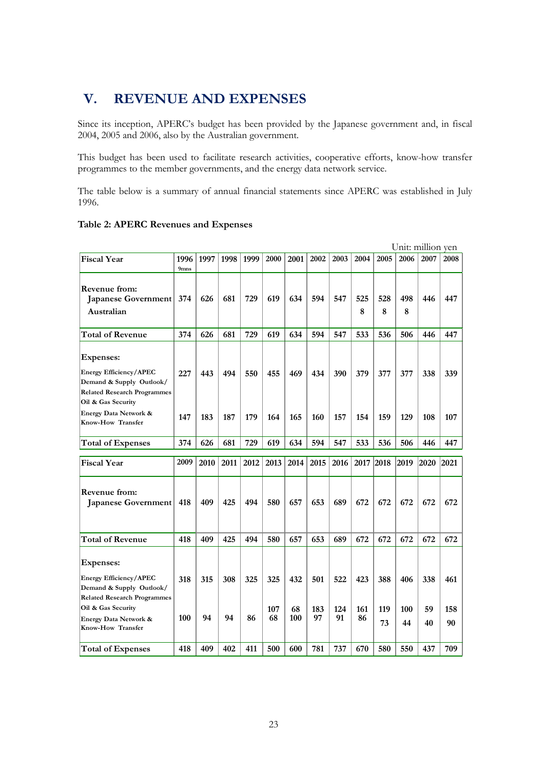# V. REVENUE AND EXPENSES

Since its inception, APERC's budget has been provided by the Japanese government and, in fiscal 2004, 2005 and 2006, also by the Australian government.

This budget has been used to facilitate research activities, cooperative efforts, know-how transfer programmes to the member governments, and the energy data network service.

The table below is a summary of annual financial statements since APERC was established in July 1996.

**Table 2: APERC Revenues and Expenses**

Unit: million yen

| Fiscal Year | 1996 9mns | 1997 | 1998 | 1999 | 2000 | 2001 | 2002 | 2003 | 2004 | 2005 | 2006 | 2007 | 2008 |
|---|---|---|---|---|---|---|---|---|---|---|---|---|---|
| **Revenue from:** | | | | | | | | | | | | | |
| Japanese Government | 374 | 626 | 681 | 729 | 619 | 634 | 594 | 547 | 525 | 528 | 498 | 446 | 447 |
| Australian | | | | | | | | | 8 | 8 | 8 | | |
| **Total of Revenue** | 374 | 626 | 681 | 729 | 619 | 634 | 594 | 547 | 533 | 536 | 506 | 446 | 447 |
| **Expenses:** | | | | | | | | | | | | | |
| Energy Efficiency/APEC Demand & Supply Outlook/ Related Research Programmes Oil & Gas Security | 227 | 443 | 494 | 550 | 455 | 469 | 434 | 390 | 379 | 377 | 377 | 338 | 339 |
| Energy Data Network & Know-How Transfer | 147 | 183 | 187 | 179 | 164 | 165 | 160 | 157 | 154 | 159 | 129 | 108 | 107 |
| **Total of Expenses** | 374 | 626 | 681 | 729 | 619 | 634 | 594 | 547 | 533 | 536 | 506 | 446 | 447 |

| Fiscal Year | 2009 | 2010 | 2011 | 2012 | 2013 | 2014 | 2015 | 2016 | 2017 | 2018 | 2019 | 2020 | 2021 |
|---|---|---|---|---|---|---|---|---|---|---|---|---|---|
| **Revenue from:** | | | | | | | | | | | | | |
| Japanese Government | 418 | 409 | 425 | 494 | 580 | 657 | 653 | 689 | 672 | 672 | 672 | 672 | 672 |
| **Total of Revenue** | 418 | 409 | 425 | 494 | 580 | 657 | 653 | 689 | 672 | 672 | 672 | 672 | 672 |
| **Expenses:** | | | | | | | | | | | | | |
| Energy Efficiency/APEC Demand & Supply Outlook/ Related Research Programmes | 318 | 315 | 308 | 325 | 325 | 432 | 501 | 522 | 423 | 388 | 406 | 338 | 461 |
| Oil & Gas Security | | | | | 107 | 68 | 183 | 124 | 161 | 119 | 100 | 59 | 158 |
| Energy Data Network & Know-How Transfer | 100 | 94 | 94 | 86 | 68 | 100 | 97 | 91 | 86 | 73 | 44 | 40 | 90 |
| **Total of Expenses** | 418 | 409 | 402 | 411 | 500 | 600 | 781 | 737 | 670 | 580 | 550 | 437 | 709 |